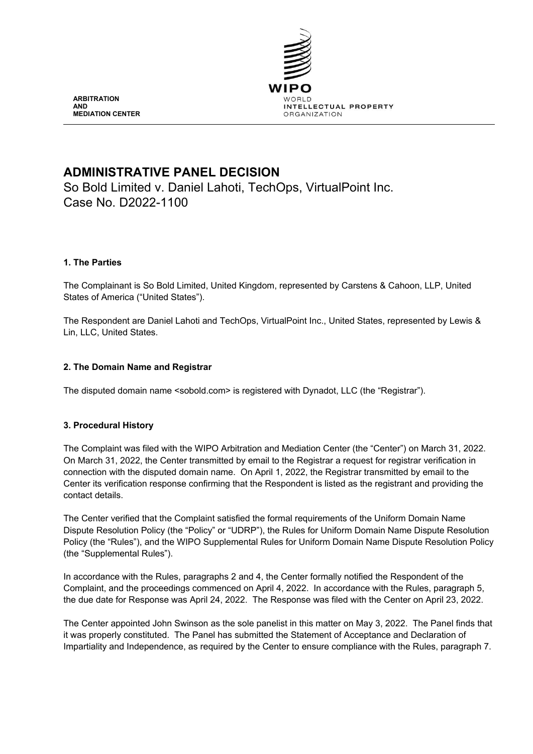ARBITRATION
AND
MEDIATION CENTER

WIPO
WORLD
INTELLECTUAL PROPERTY
ORGANIZATION

# ADMINISTRATIVE PANEL DECISION

So Bold Limited v. Daniel Lahoti, TechOps, VirtualPoint Inc.
Case No. D2022-1100

## 1. The Parties

The Complainant is So Bold Limited, United Kingdom, represented by Carstens & Cahoon, LLP, United States of America ("United States").

The Respondent are Daniel Lahoti and TechOps, VirtualPoint Inc., United States, represented by Lewis & Lin, LLC, United States.

## 2. The Domain Name and Registrar

The disputed domain name <sobold.com> is registered with Dynadot, LLC (the "Registrar").

## 3. Procedural History

The Complaint was filed with the WIPO Arbitration and Mediation Center (the "Center") on March 31, 2022. On March 31, 2022, the Center transmitted by email to the Registrar a request for registrar verification in connection with the disputed domain name. On April 1, 2022, the Registrar transmitted by email to the Center its verification response confirming that the Respondent is listed as the registrant and providing the contact details.

The Center verified that the Complaint satisfied the formal requirements of the Uniform Domain Name Dispute Resolution Policy (the "Policy" or "UDRP"), the Rules for Uniform Domain Name Dispute Resolution Policy (the "Rules"), and the WIPO Supplemental Rules for Uniform Domain Name Dispute Resolution Policy (the "Supplemental Rules").

In accordance with the Rules, paragraphs 2 and 4, the Center formally notified the Respondent of the Complaint, and the proceedings commenced on April 4, 2022. In accordance with the Rules, paragraph 5, the due date for Response was April 24, 2022. The Response was filed with the Center on April 23, 2022.

The Center appointed John Swinson as the sole panelist in this matter on May 3, 2022. The Panel finds that it was properly constituted. The Panel has submitted the Statement of Acceptance and Declaration of Impartiality and Independence, as required by the Center to ensure compliance with the Rules, paragraph 7.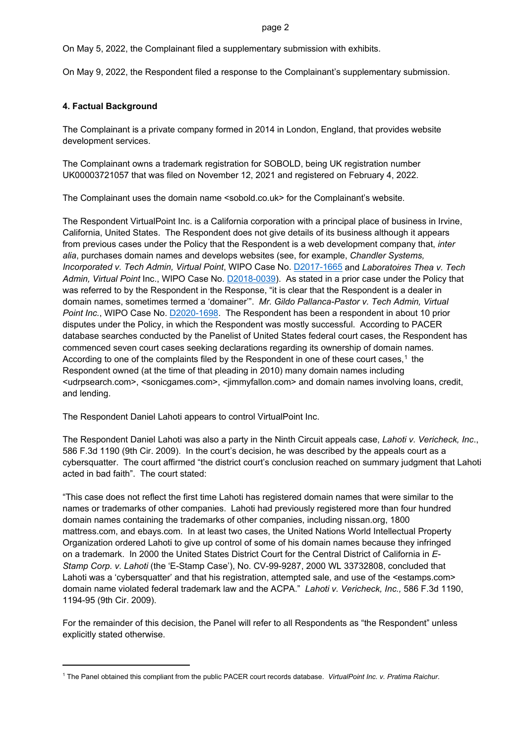On May 5, 2022, the Complainant filed a supplementary submission with exhibits.

On May 9, 2022, the Respondent filed a response to the Complainant's supplementary submission.

## 4. Factual Background

The Complainant is a private company formed in 2014 in London, England, that provides website development services.

The Complainant owns a trademark registration for SOBOLD, being UK registration number UK00003721057 that was filed on November 12, 2021 and registered on February 4, 2022.

The Complainant uses the domain name <sobold.co.uk> for the Complainant's website.

The Respondent VirtualPoint Inc. is a California corporation with a principal place of business in Irvine, California, United States. The Respondent does not give details of its business although it appears from previous cases under the Policy that the Respondent is a web development company that, *inter alia*, purchases domain names and develops websites (see, for example, *Chandler Systems, Incorporated v. Tech Admin, Virtual Point*, WIPO Case No. D2017-1665 and *Laboratoires Thea v. Tech Admin, Virtual Point* Inc., WIPO Case No. D2018-0039). As stated in a prior case under the Policy that was referred to by the Respondent in the Response, "it is clear that the Respondent is a dealer in domain names, sometimes termed a 'domainer'". *Mr. Gildo Pallanca-Pastor v. Tech Admin, Virtual Point Inc.*, WIPO Case No. D2020-1698. The Respondent has been a respondent in about 10 prior disputes under the Policy, in which the Respondent was mostly successful. According to PACER database searches conducted by the Panelist of United States federal court cases, the Respondent has commenced seven court cases seeking declarations regarding its ownership of domain names. According to one of the complaints filed by the Respondent in one of these court cases,[1] the Respondent owned (at the time of that pleading in 2010) many domain names including <udrpsearch.com>, <sonicgames.com>, <jimmyfallon.com> and domain names involving loans, credit, and lending.

The Respondent Daniel Lahoti appears to control VirtualPoint Inc.

The Respondent Daniel Lahoti was also a party in the Ninth Circuit appeals case, *Lahoti v. Vericheck, Inc.*, 586 F.3d 1190 (9th Cir. 2009). In the court's decision, he was described by the appeals court as a cybersquatter. The court affirmed "the district court's conclusion reached on summary judgment that Lahoti acted in bad faith". The court stated:

"This case does not reflect the first time Lahoti has registered domain names that were similar to the names or trademarks of other companies. Lahoti had previously registered more than four hundred domain names containing the trademarks of other companies, including nissan.org, 1800 mattress.com, and ebays.com. In at least two cases, the United Nations World Intellectual Property Organization ordered Lahoti to give up control of some of his domain names because they infringed on a trademark. In 2000 the United States District Court for the Central District of California in *E-Stamp Corp. v. Lahoti* (the 'E-Stamp Case'), No. CV-99-9287, 2000 WL 33732808, concluded that Lahoti was a 'cybersquatter' and that his registration, attempted sale, and use of the <estamps.com> domain name violated federal trademark law and the ACPA." *Lahoti v. Vericheck, Inc.,* 586 F.3d 1190, 1194-95 (9th Cir. 2009).

For the remainder of this decision, the Panel will refer to all Respondents as "the Respondent" unless explicitly stated otherwise.

---

[1] The Panel obtained this compliant from the public PACER court records database. *VirtualPoint Inc. v. Pratima Raichur*.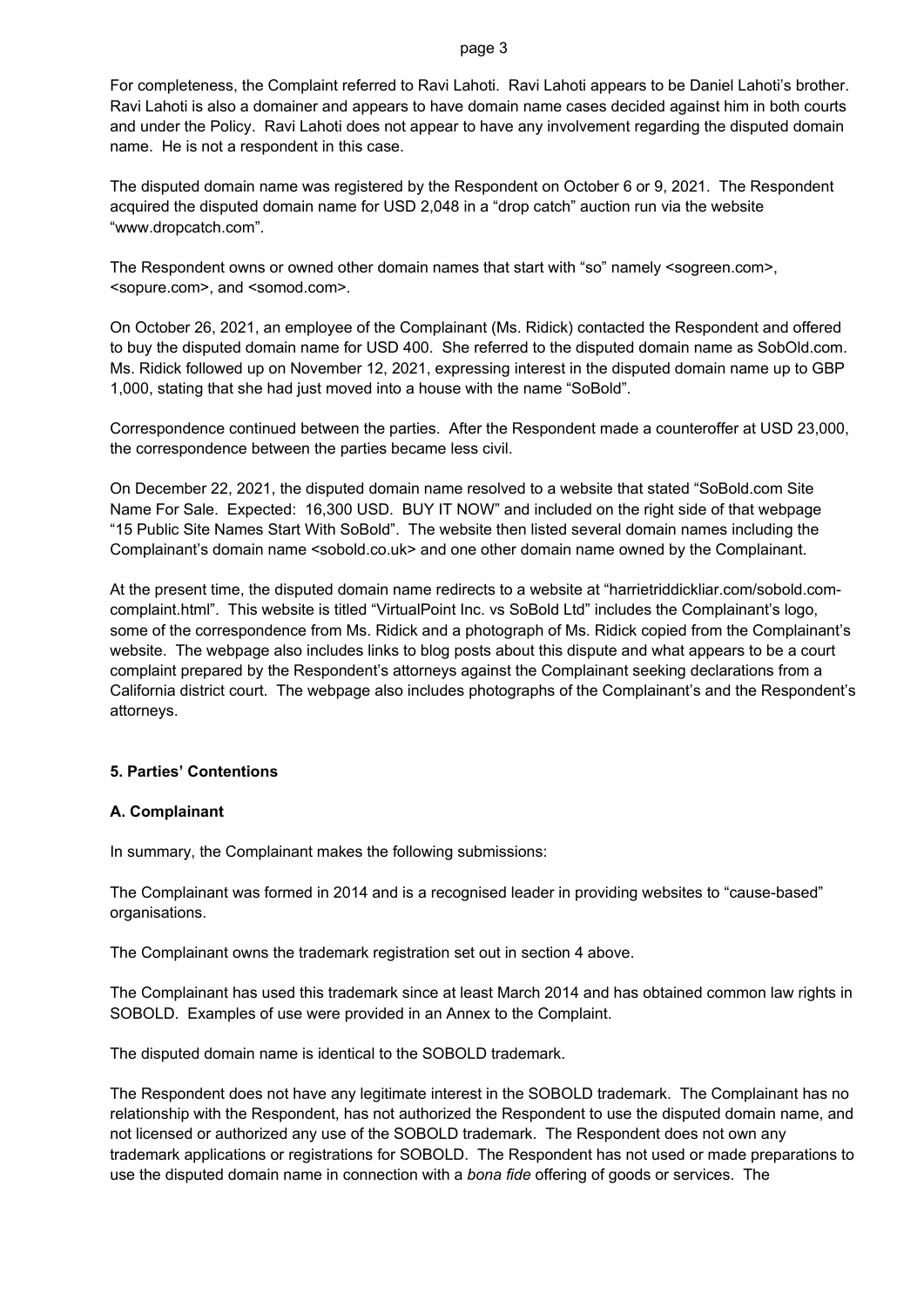For completeness, the Complaint referred to Ravi Lahoti. Ravi Lahoti appears to be Daniel Lahoti's brother. Ravi Lahoti is also a domainer and appears to have domain name cases decided against him in both courts and under the Policy. Ravi Lahoti does not appear to have any involvement regarding the disputed domain name. He is not a respondent in this case.

The disputed domain name was registered by the Respondent on October 6 or 9, 2021. The Respondent acquired the disputed domain name for USD 2,048 in a "drop catch" auction run via the website "www.dropcatch.com".

The Respondent owns or owned other domain names that start with "so" namely <sogreen.com>, <sopure.com>, and <somod.com>.

On October 26, 2021, an employee of the Complainant (Ms. Ridick) contacted the Respondent and offered to buy the disputed domain name for USD 400. She referred to the disputed domain name as SobOld.com. Ms. Ridick followed up on November 12, 2021, expressing interest in the disputed domain name up to GBP 1,000, stating that she had just moved into a house with the name "SoBold".

Correspondence continued between the parties. After the Respondent made a counteroffer at USD 23,000, the correspondence between the parties became less civil.

On December 22, 2021, the disputed domain name resolved to a website that stated "SoBold.com Site Name For Sale. Expected: 16,300 USD. BUY IT NOW" and included on the right side of that webpage "15 Public Site Names Start With SoBold". The website then listed several domain names including the Complainant's domain name <sobold.co.uk> and one other domain name owned by the Complainant.

At the present time, the disputed domain name redirects to a website at "harrietriddickliar.com/sobold.com-complaint.html". This website is titled "VirtualPoint Inc. vs SoBold Ltd" includes the Complainant's logo, some of the correspondence from Ms. Ridick and a photograph of Ms. Ridick copied from the Complainant's website. The webpage also includes links to blog posts about this dispute and what appears to be a court complaint prepared by the Respondent's attorneys against the Complainant seeking declarations from a California district court. The webpage also includes photographs of the Complainant's and the Respondent's attorneys.

## 5. Parties' Contentions

### A. Complainant

In summary, the Complainant makes the following submissions:

The Complainant was formed in 2014 and is a recognised leader in providing websites to "cause-based" organisations.

The Complainant owns the trademark registration set out in section 4 above.

The Complainant has used this trademark since at least March 2014 and has obtained common law rights in SOBOLD. Examples of use were provided in an Annex to the Complaint.

The disputed domain name is identical to the SOBOLD trademark.

The Respondent does not have any legitimate interest in the SOBOLD trademark. The Complainant has no relationship with the Respondent, has not authorized the Respondent to use the disputed domain name, and not licensed or authorized any use of the SOBOLD trademark. The Respondent does not own any trademark applications or registrations for SOBOLD. The Respondent has not used or made preparations to use the disputed domain name in connection with a *bona fide* offering of goods or services. The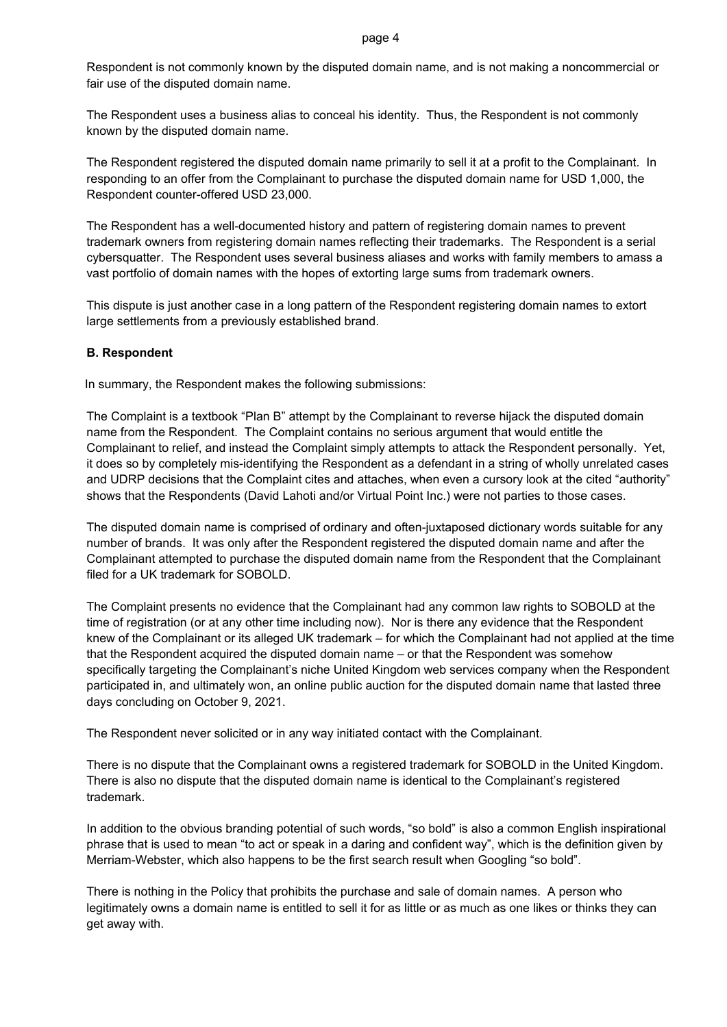Respondent is not commonly known by the disputed domain name, and is not making a noncommercial or fair use of the disputed domain name.

The Respondent uses a business alias to conceal his identity. Thus, the Respondent is not commonly known by the disputed domain name.

The Respondent registered the disputed domain name primarily to sell it at a profit to the Complainant. In responding to an offer from the Complainant to purchase the disputed domain name for USD 1,000, the Respondent counter-offered USD 23,000.

The Respondent has a well-documented history and pattern of registering domain names to prevent trademark owners from registering domain names reflecting their trademarks. The Respondent is a serial cybersquatter. The Respondent uses several business aliases and works with family members to amass a vast portfolio of domain names with the hopes of extorting large sums from trademark owners.

This dispute is just another case in a long pattern of the Respondent registering domain names to extort large settlements from a previously established brand.

**B. Respondent**

In summary, the Respondent makes the following submissions:

The Complaint is a textbook "Plan B" attempt by the Complainant to reverse hijack the disputed domain name from the Respondent. The Complaint contains no serious argument that would entitle the Complainant to relief, and instead the Complaint simply attempts to attack the Respondent personally. Yet, it does so by completely mis-identifying the Respondent as a defendant in a string of wholly unrelated cases and UDRP decisions that the Complaint cites and attaches, when even a cursory look at the cited "authority" shows that the Respondents (David Lahoti and/or Virtual Point Inc.) were not parties to those cases.

The disputed domain name is comprised of ordinary and often-juxtaposed dictionary words suitable for any number of brands. It was only after the Respondent registered the disputed domain name and after the Complainant attempted to purchase the disputed domain name from the Respondent that the Complainant filed for a UK trademark for SOBOLD.

The Complaint presents no evidence that the Complainant had any common law rights to SOBOLD at the time of registration (or at any other time including now). Nor is there any evidence that the Respondent knew of the Complainant or its alleged UK trademark – for which the Complainant had not applied at the time that the Respondent acquired the disputed domain name – or that the Respondent was somehow specifically targeting the Complainant's niche United Kingdom web services company when the Respondent participated in, and ultimately won, an online public auction for the disputed domain name that lasted three days concluding on October 9, 2021.

The Respondent never solicited or in any way initiated contact with the Complainant.

There is no dispute that the Complainant owns a registered trademark for SOBOLD in the United Kingdom. There is also no dispute that the disputed domain name is identical to the Complainant's registered trademark.

In addition to the obvious branding potential of such words, "so bold" is also a common English inspirational phrase that is used to mean "to act or speak in a daring and confident way", which is the definition given by Merriam-Webster, which also happens to be the first search result when Googling "so bold".

There is nothing in the Policy that prohibits the purchase and sale of domain names. A person who legitimately owns a domain name is entitled to sell it for as little or as much as one likes or thinks they can get away with.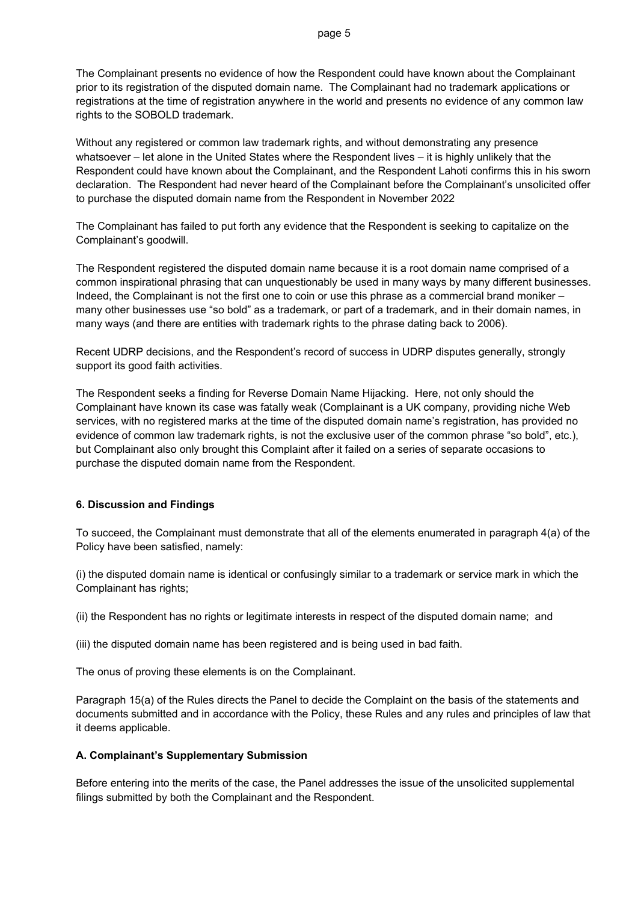The Complainant presents no evidence of how the Respondent could have known about the Complainant prior to its registration of the disputed domain name. The Complainant had no trademark applications or registrations at the time of registration anywhere in the world and presents no evidence of any common law rights to the SOBOLD trademark.

Without any registered or common law trademark rights, and without demonstrating any presence whatsoever – let alone in the United States where the Respondent lives – it is highly unlikely that the Respondent could have known about the Complainant, and the Respondent Lahoti confirms this in his sworn declaration. The Respondent had never heard of the Complainant before the Complainant's unsolicited offer to purchase the disputed domain name from the Respondent in November 2022

The Complainant has failed to put forth any evidence that the Respondent is seeking to capitalize on the Complainant's goodwill.

The Respondent registered the disputed domain name because it is a root domain name comprised of a common inspirational phrasing that can unquestionably be used in many ways by many different businesses. Indeed, the Complainant is not the first one to coin or use this phrase as a commercial brand moniker – many other businesses use "so bold" as a trademark, or part of a trademark, and in their domain names, in many ways (and there are entities with trademark rights to the phrase dating back to 2006).

Recent UDRP decisions, and the Respondent's record of success in UDRP disputes generally, strongly support its good faith activities.

The Respondent seeks a finding for Reverse Domain Name Hijacking. Here, not only should the Complainant have known its case was fatally weak (Complainant is a UK company, providing niche Web services, with no registered marks at the time of the disputed domain name's registration, has provided no evidence of common law trademark rights, is not the exclusive user of the common phrase "so bold", etc.), but Complainant also only brought this Complaint after it failed on a series of separate occasions to purchase the disputed domain name from the Respondent.

## 6. Discussion and Findings

To succeed, the Complainant must demonstrate that all of the elements enumerated in paragraph 4(a) of the Policy have been satisfied, namely:

(i) the disputed domain name is identical or confusingly similar to a trademark or service mark in which the Complainant has rights;

(ii) the Respondent has no rights or legitimate interests in respect of the disputed domain name; and

(iii) the disputed domain name has been registered and is being used in bad faith.

The onus of proving these elements is on the Complainant.

Paragraph 15(a) of the Rules directs the Panel to decide the Complaint on the basis of the statements and documents submitted and in accordance with the Policy, these Rules and any rules and principles of law that it deems applicable.

### A. Complainant's Supplementary Submission

Before entering into the merits of the case, the Panel addresses the issue of the unsolicited supplemental filings submitted by both the Complainant and the Respondent.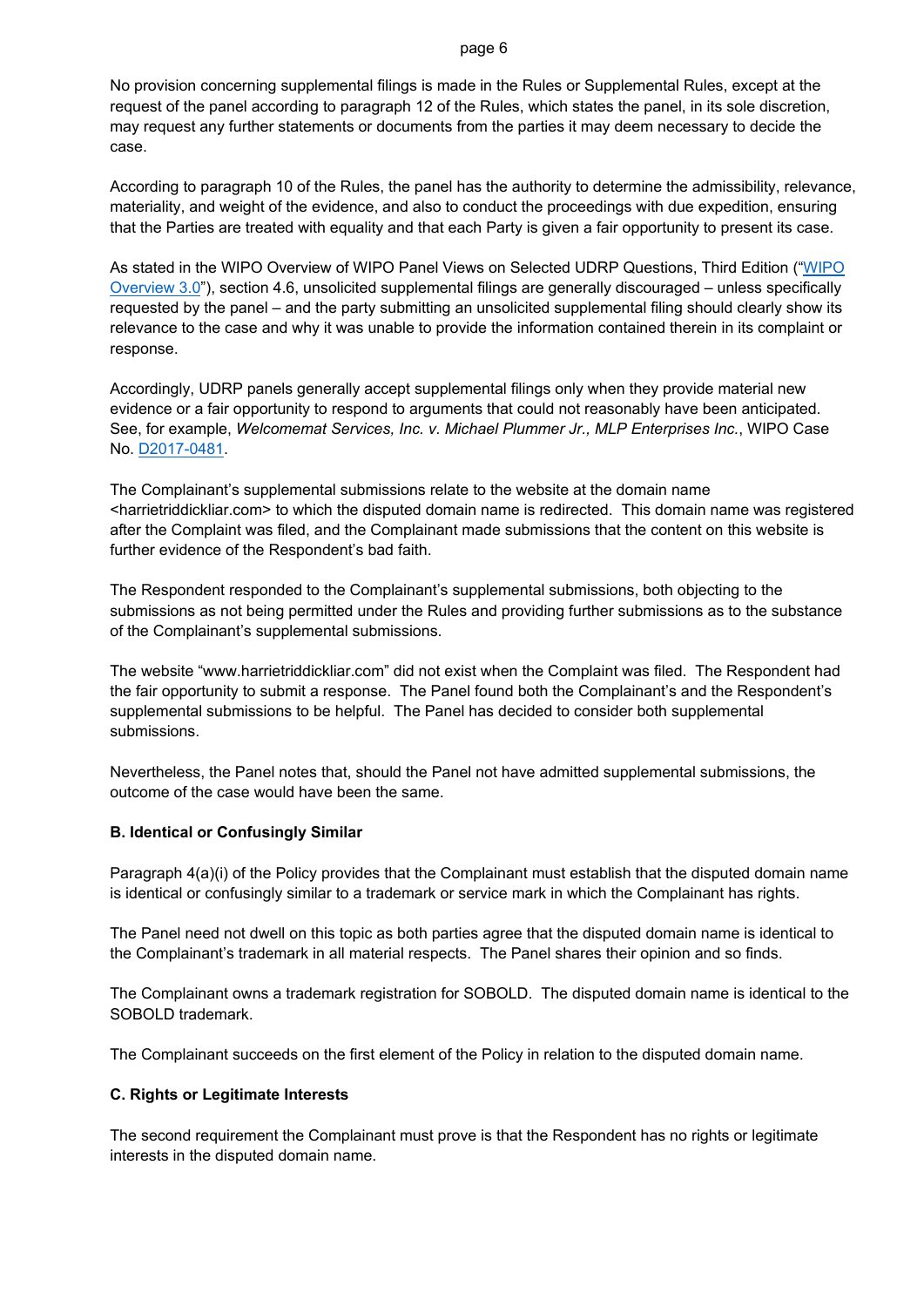No provision concerning supplemental filings is made in the Rules or Supplemental Rules, except at the request of the panel according to paragraph 12 of the Rules, which states the panel, in its sole discretion, may request any further statements or documents from the parties it may deem necessary to decide the case.

According to paragraph 10 of the Rules, the panel has the authority to determine the admissibility, relevance, materiality, and weight of the evidence, and also to conduct the proceedings with due expedition, ensuring that the Parties are treated with equality and that each Party is given a fair opportunity to present its case.

As stated in the WIPO Overview of WIPO Panel Views on Selected UDRP Questions, Third Edition ("WIPO Overview 3.0"), section 4.6, unsolicited supplemental filings are generally discouraged – unless specifically requested by the panel – and the party submitting an unsolicited supplemental filing should clearly show its relevance to the case and why it was unable to provide the information contained therein in its complaint or response.

Accordingly, UDRP panels generally accept supplemental filings only when they provide material new evidence or a fair opportunity to respond to arguments that could not reasonably have been anticipated. See, for example, *Welcomemat Services, Inc. v. Michael Plummer Jr., MLP Enterprises Inc.*, WIPO Case No. D2017-0481.

The Complainant's supplemental submissions relate to the website at the domain name <harrietriddickliar.com> to which the disputed domain name is redirected. This domain name was registered after the Complaint was filed, and the Complainant made submissions that the content on this website is further evidence of the Respondent's bad faith.

The Respondent responded to the Complainant's supplemental submissions, both objecting to the submissions as not being permitted under the Rules and providing further submissions as to the substance of the Complainant's supplemental submissions.

The website "www.harrietriddickliar.com" did not exist when the Complaint was filed. The Respondent had the fair opportunity to submit a response. The Panel found both the Complainant's and the Respondent's supplemental submissions to be helpful. The Panel has decided to consider both supplemental submissions.

Nevertheless, the Panel notes that, should the Panel not have admitted supplemental submissions, the outcome of the case would have been the same.

### B. Identical or Confusingly Similar

Paragraph 4(a)(i) of the Policy provides that the Complainant must establish that the disputed domain name is identical or confusingly similar to a trademark or service mark in which the Complainant has rights.

The Panel need not dwell on this topic as both parties agree that the disputed domain name is identical to the Complainant's trademark in all material respects. The Panel shares their opinion and so finds.

The Complainant owns a trademark registration for SOBOLD. The disputed domain name is identical to the SOBOLD trademark.

The Complainant succeeds on the first element of the Policy in relation to the disputed domain name.

### C. Rights or Legitimate Interests

The second requirement the Complainant must prove is that the Respondent has no rights or legitimate interests in the disputed domain name.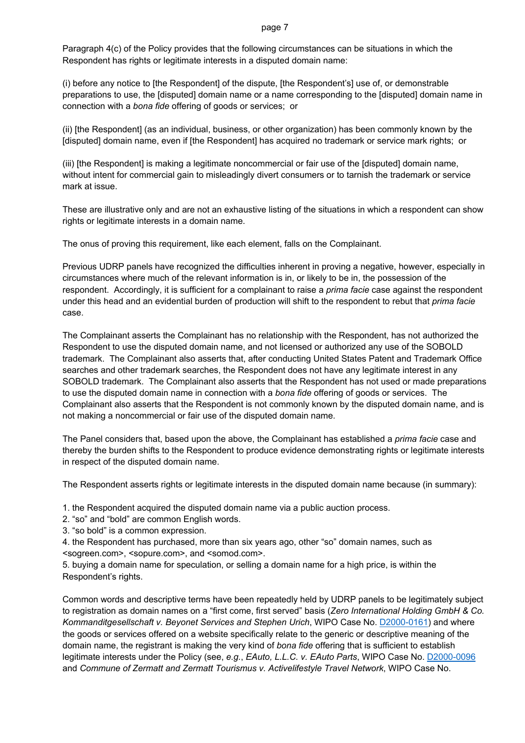Paragraph 4(c) of the Policy provides that the following circumstances can be situations in which the Respondent has rights or legitimate interests in a disputed domain name:

(i) before any notice to [the Respondent] of the dispute, [the Respondent's] use of, or demonstrable preparations to use, the [disputed] domain name or a name corresponding to the [disputed] domain name in connection with a *bona fide* offering of goods or services; or

(ii) [the Respondent] (as an individual, business, or other organization) has been commonly known by the [disputed] domain name, even if [the Respondent] has acquired no trademark or service mark rights; or

(iii) [the Respondent] is making a legitimate noncommercial or fair use of the [disputed] domain name, without intent for commercial gain to misleadingly divert consumers or to tarnish the trademark or service mark at issue.

These are illustrative only and are not an exhaustive listing of the situations in which a respondent can show rights or legitimate interests in a domain name.

The onus of proving this requirement, like each element, falls on the Complainant.

Previous UDRP panels have recognized the difficulties inherent in proving a negative, however, especially in circumstances where much of the relevant information is in, or likely to be in, the possession of the respondent. Accordingly, it is sufficient for a complainant to raise a *prima facie* case against the respondent under this head and an evidential burden of production will shift to the respondent to rebut that *prima facie* case.

The Complainant asserts the Complainant has no relationship with the Respondent, has not authorized the Respondent to use the disputed domain name, and not licensed or authorized any use of the SOBOLD trademark. The Complainant also asserts that, after conducting United States Patent and Trademark Office searches and other trademark searches, the Respondent does not have any legitimate interest in any SOBOLD trademark. The Complainant also asserts that the Respondent has not used or made preparations to use the disputed domain name in connection with a *bona fide* offering of goods or services. The Complainant also asserts that the Respondent is not commonly known by the disputed domain name, and is not making a noncommercial or fair use of the disputed domain name.

The Panel considers that, based upon the above, the Complainant has established a *prima facie* case and thereby the burden shifts to the Respondent to produce evidence demonstrating rights or legitimate interests in respect of the disputed domain name.

The Respondent asserts rights or legitimate interests in the disputed domain name because (in summary):

1. the Respondent acquired the disputed domain name via a public auction process.
2. "so" and "bold" are common English words.
3. "so bold" is a common expression.
4. the Respondent has purchased, more than six years ago, other "so" domain names, such as <sogreen.com>, <sopure.com>, and <somod.com>.
5. buying a domain name for speculation, or selling a domain name for a high price, is within the Respondent's rights.

Common words and descriptive terms have been repeatedly held by UDRP panels to be legitimately subject to registration as domain names on a "first come, first served" basis (*Zero International Holding GmbH & Co. Kommanditgesellschaft v. Beyonet Services and Stephen Urich*, WIPO Case No. D2000-0161) and where the goods or services offered on a website specifically relate to the generic or descriptive meaning of the domain name, the registrant is making the very kind of *bona fide* offering that is sufficient to establish legitimate interests under the Policy (see, *e.g.*, *EAuto, L.L.C. v. EAuto Parts*, WIPO Case No. D2000-0096 and *Commune of Zermatt and Zermatt Tourismus v. Activelifestyle Travel Network*, WIPO Case No.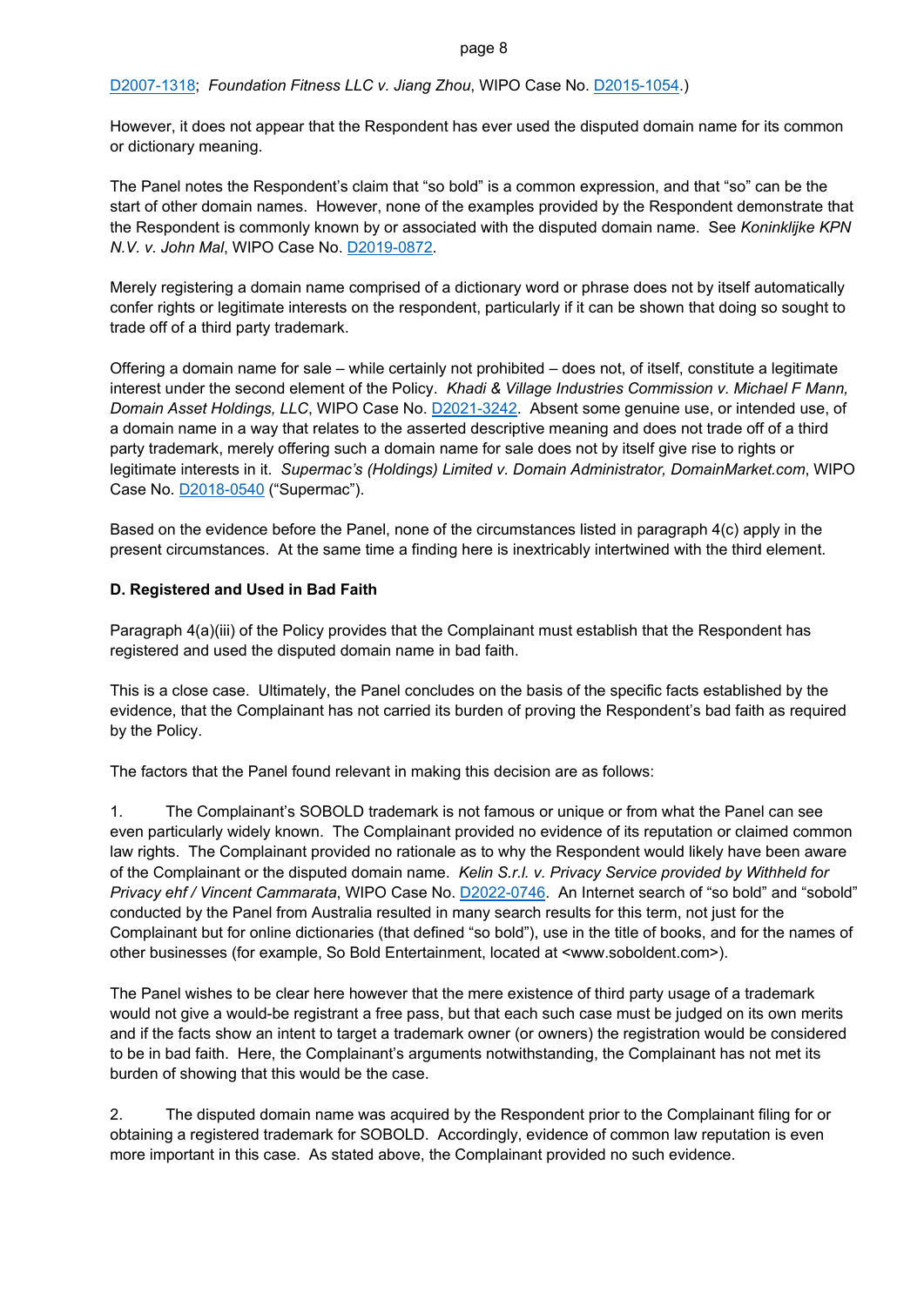D2007-1318; *Foundation Fitness LLC v. Jiang Zhou*, WIPO Case No. D2015-1054.)

However, it does not appear that the Respondent has ever used the disputed domain name for its common or dictionary meaning.

The Panel notes the Respondent's claim that "so bold" is a common expression, and that "so" can be the start of other domain names. However, none of the examples provided by the Respondent demonstrate that the Respondent is commonly known by or associated with the disputed domain name. See *Koninklijke KPN N.V. v. John Mal*, WIPO Case No. D2019-0872.

Merely registering a domain name comprised of a dictionary word or phrase does not by itself automatically confer rights or legitimate interests on the respondent, particularly if it can be shown that doing so sought to trade off of a third party trademark.

Offering a domain name for sale – while certainly not prohibited – does not, of itself, constitute a legitimate interest under the second element of the Policy. *Khadi & Village Industries Commission v. Michael F Mann, Domain Asset Holdings, LLC*, WIPO Case No. D2021-3242. Absent some genuine use, or intended use, of a domain name in a way that relates to the asserted descriptive meaning and does not trade off of a third party trademark, merely offering such a domain name for sale does not by itself give rise to rights or legitimate interests in it. *Supermac's (Holdings) Limited v. Domain Administrator, DomainMarket.com*, WIPO Case No. D2018-0540 ("Supermac").

Based on the evidence before the Panel, none of the circumstances listed in paragraph 4(c) apply in the present circumstances. At the same time a finding here is inextricably intertwined with the third element.

**D. Registered and Used in Bad Faith**

Paragraph 4(a)(iii) of the Policy provides that the Complainant must establish that the Respondent has registered and used the disputed domain name in bad faith.

This is a close case. Ultimately, the Panel concludes on the basis of the specific facts established by the evidence, that the Complainant has not carried its burden of proving the Respondent's bad faith as required by the Policy.

The factors that the Panel found relevant in making this decision are as follows:

1. The Complainant's SOBOLD trademark is not famous or unique or from what the Panel can see even particularly widely known. The Complainant provided no evidence of its reputation or claimed common law rights. The Complainant provided no rationale as to why the Respondent would likely have been aware of the Complainant or the disputed domain name. *Kelin S.r.l. v. Privacy Service provided by Withheld for Privacy ehf / Vincent Cammarata*, WIPO Case No. D2022-0746. An Internet search of "so bold" and "sobold" conducted by the Panel from Australia resulted in many search results for this term, not just for the Complainant but for online dictionaries (that defined "so bold"), use in the title of books, and for the names of other businesses (for example, So Bold Entertainment, located at <www.soboldent.com>).

The Panel wishes to be clear here however that the mere existence of third party usage of a trademark would not give a would-be registrant a free pass, but that each such case must be judged on its own merits and if the facts show an intent to target a trademark owner (or owners) the registration would be considered to be in bad faith. Here, the Complainant's arguments notwithstanding, the Complainant has not met its burden of showing that this would be the case.

2. The disputed domain name was acquired by the Respondent prior to the Complainant filing for or obtaining a registered trademark for SOBOLD. Accordingly, evidence of common law reputation is even more important in this case. As stated above, the Complainant provided no such evidence.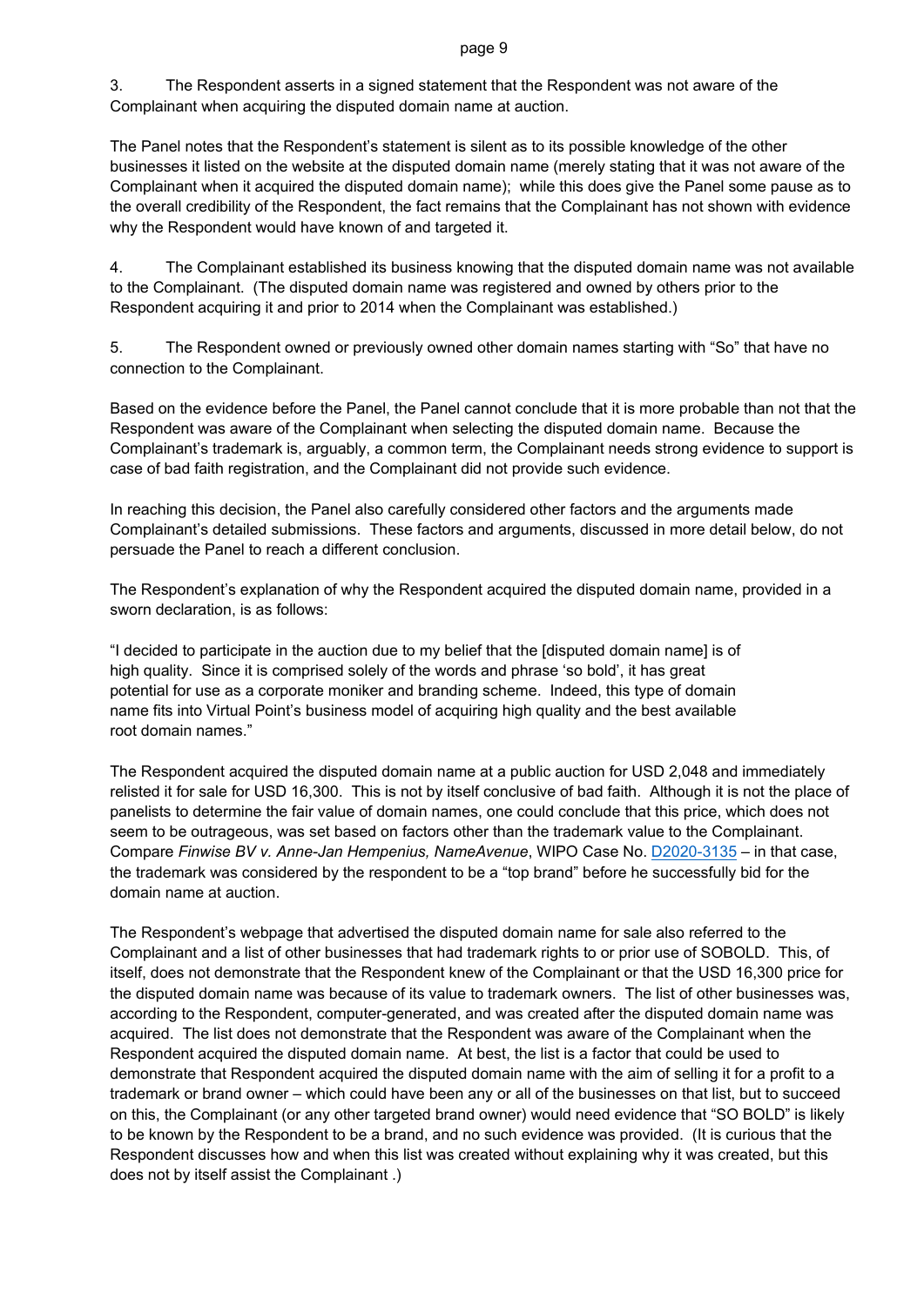3. The Respondent asserts in a signed statement that the Respondent was not aware of the Complainant when acquiring the disputed domain name at auction.

The Panel notes that the Respondent's statement is silent as to its possible knowledge of the other businesses it listed on the website at the disputed domain name (merely stating that it was not aware of the Complainant when it acquired the disputed domain name); while this does give the Panel some pause as to the overall credibility of the Respondent, the fact remains that the Complainant has not shown with evidence why the Respondent would have known of and targeted it.

4. The Complainant established its business knowing that the disputed domain name was not available to the Complainant. (The disputed domain name was registered and owned by others prior to the Respondent acquiring it and prior to 2014 when the Complainant was established.)

5. The Respondent owned or previously owned other domain names starting with "So" that have no connection to the Complainant.

Based on the evidence before the Panel, the Panel cannot conclude that it is more probable than not that the Respondent was aware of the Complainant when selecting the disputed domain name. Because the Complainant's trademark is, arguably, a common term, the Complainant needs strong evidence to support is case of bad faith registration, and the Complainant did not provide such evidence.

In reaching this decision, the Panel also carefully considered other factors and the arguments made Complainant's detailed submissions. These factors and arguments, discussed in more detail below, do not persuade the Panel to reach a different conclusion.

The Respondent's explanation of why the Respondent acquired the disputed domain name, provided in a sworn declaration, is as follows:

> "I decided to participate in the auction due to my belief that the [disputed domain name] is of high quality. Since it is comprised solely of the words and phrase 'so bold', it has great potential for use as a corporate moniker and branding scheme. Indeed, this type of domain name fits into Virtual Point's business model of acquiring high quality and the best available root domain names."

The Respondent acquired the disputed domain name at a public auction for USD 2,048 and immediately relisted it for sale for USD 16,300. This is not by itself conclusive of bad faith. Although it is not the place of panelists to determine the fair value of domain names, one could conclude that this price, which does not seem to be outrageous, was set based on factors other than the trademark value to the Complainant. Compare *Finwise BV v. Anne-Jan Hempenius, NameAvenue*, WIPO Case No. D2020-3135 – in that case, the trademark was considered by the respondent to be a "top brand" before he successfully bid for the domain name at auction.

The Respondent's webpage that advertised the disputed domain name for sale also referred to the Complainant and a list of other businesses that had trademark rights to or prior use of SOBOLD. This, of itself, does not demonstrate that the Respondent knew of the Complainant or that the USD 16,300 price for the disputed domain name was because of its value to trademark owners. The list of other businesses was, according to the Respondent, computer-generated, and was created after the disputed domain name was acquired. The list does not demonstrate that the Respondent was aware of the Complainant when the Respondent acquired the disputed domain name. At best, the list is a factor that could be used to demonstrate that Respondent acquired the disputed domain name with the aim of selling it for a profit to a trademark or brand owner – which could have been any or all of the businesses on that list, but to succeed on this, the Complainant (or any other targeted brand owner) would need evidence that "SO BOLD" is likely to be known by the Respondent to be a brand, and no such evidence was provided. (It is curious that the Respondent discusses how and when this list was created without explaining why it was created, but this does not by itself assist the Complainant .)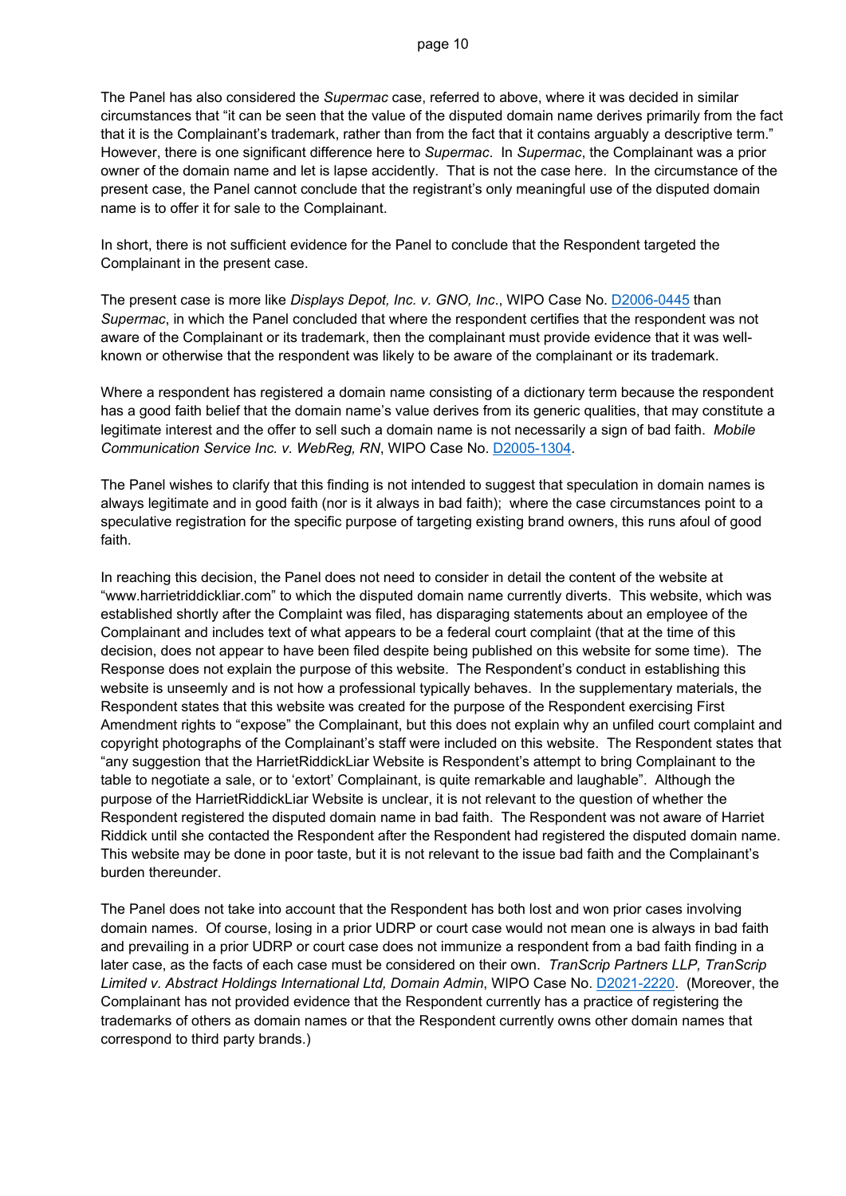The Panel has also considered the *Supermac* case, referred to above, where it was decided in similar circumstances that "it can be seen that the value of the disputed domain name derives primarily from the fact that it is the Complainant's trademark, rather than from the fact that it contains arguably a descriptive term." However, there is one significant difference here to *Supermac*. In *Supermac*, the Complainant was a prior owner of the domain name and let is lapse accidently. That is not the case here. In the circumstance of the present case, the Panel cannot conclude that the registrant's only meaningful use of the disputed domain name is to offer it for sale to the Complainant.

In short, there is not sufficient evidence for the Panel to conclude that the Respondent targeted the Complainant in the present case.

The present case is more like *Displays Depot, Inc. v. GNO, Inc*., WIPO Case No. D2006-0445 than *Supermac*, in which the Panel concluded that where the respondent certifies that the respondent was not aware of the Complainant or its trademark, then the complainant must provide evidence that it was well-known or otherwise that the respondent was likely to be aware of the complainant or its trademark.

Where a respondent has registered a domain name consisting of a dictionary term because the respondent has a good faith belief that the domain name's value derives from its generic qualities, that may constitute a legitimate interest and the offer to sell such a domain name is not necessarily a sign of bad faith. *Mobile Communication Service Inc. v. WebReg, RN*, WIPO Case No. D2005-1304.

The Panel wishes to clarify that this finding is not intended to suggest that speculation in domain names is always legitimate and in good faith (nor is it always in bad faith); where the case circumstances point to a speculative registration for the specific purpose of targeting existing brand owners, this runs afoul of good faith.

In reaching this decision, the Panel does not need to consider in detail the content of the website at "www.harrietriddickliar.com" to which the disputed domain name currently diverts. This website, which was established shortly after the Complaint was filed, has disparaging statements about an employee of the Complainant and includes text of what appears to be a federal court complaint (that at the time of this decision, does not appear to have been filed despite being published on this website for some time). The Response does not explain the purpose of this website. The Respondent's conduct in establishing this website is unseemly and is not how a professional typically behaves. In the supplementary materials, the Respondent states that this website was created for the purpose of the Respondent exercising First Amendment rights to "expose" the Complainant, but this does not explain why an unfiled court complaint and copyright photographs of the Complainant's staff were included on this website. The Respondent states that "any suggestion that the HarrietRiddickLiar Website is Respondent's attempt to bring Complainant to the table to negotiate a sale, or to 'extort' Complainant, is quite remarkable and laughable". Although the purpose of the HarrietRiddickLiar Website is unclear, it is not relevant to the question of whether the Respondent registered the disputed domain name in bad faith. The Respondent was not aware of Harriet Riddick until she contacted the Respondent after the Respondent had registered the disputed domain name. This website may be done in poor taste, but it is not relevant to the issue bad faith and the Complainant's burden thereunder.

The Panel does not take into account that the Respondent has both lost and won prior cases involving domain names. Of course, losing in a prior UDRP or court case would not mean one is always in bad faith and prevailing in a prior UDRP or court case does not immunize a respondent from a bad faith finding in a later case, as the facts of each case must be considered on their own. *TranScrip Partners LLP, TranScrip Limited v. Abstract Holdings International Ltd, Domain Admin*, WIPO Case No. D2021-2220. (Moreover, the Complainant has not provided evidence that the Respondent currently has a practice of registering the trademarks of others as domain names or that the Respondent currently owns other domain names that correspond to third party brands.)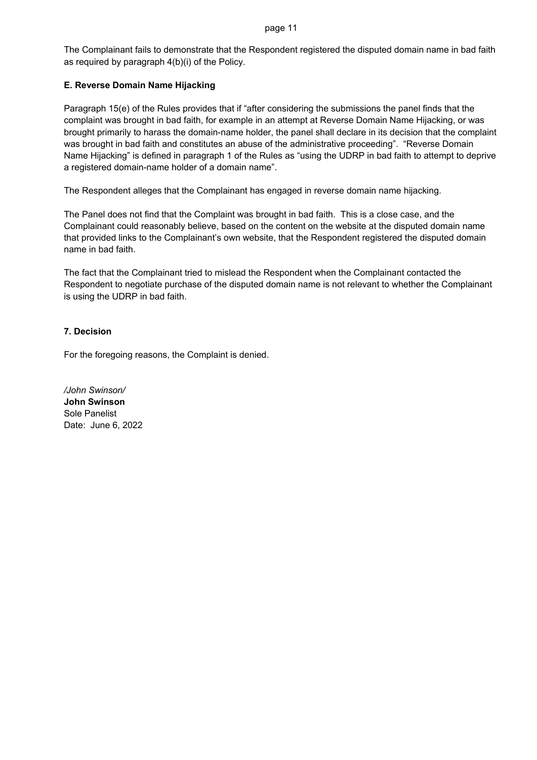The Complainant fails to demonstrate that the Respondent registered the disputed domain name in bad faith as required by paragraph 4(b)(i) of the Policy.

### E. Reverse Domain Name Hijacking

Paragraph 15(e) of the Rules provides that if "after considering the submissions the panel finds that the complaint was brought in bad faith, for example in an attempt at Reverse Domain Name Hijacking, or was brought primarily to harass the domain-name holder, the panel shall declare in its decision that the complaint was brought in bad faith and constitutes an abuse of the administrative proceeding". "Reverse Domain Name Hijacking" is defined in paragraph 1 of the Rules as "using the UDRP in bad faith to attempt to deprive a registered domain-name holder of a domain name".

The Respondent alleges that the Complainant has engaged in reverse domain name hijacking.

The Panel does not find that the Complaint was brought in bad faith. This is a close case, and the Complainant could reasonably believe, based on the content on the website at the disputed domain name that provided links to the Complainant's own website, that the Respondent registered the disputed domain name in bad faith.

The fact that the Complainant tried to mislead the Respondent when the Complainant contacted the Respondent to negotiate purchase of the disputed domain name is not relevant to whether the Complainant is using the UDRP in bad faith.

## 7. Decision

For the foregoing reasons, the Complaint is denied.

*/John Swinson/*
**John Swinson**
Sole Panelist
Date: June 6, 2022